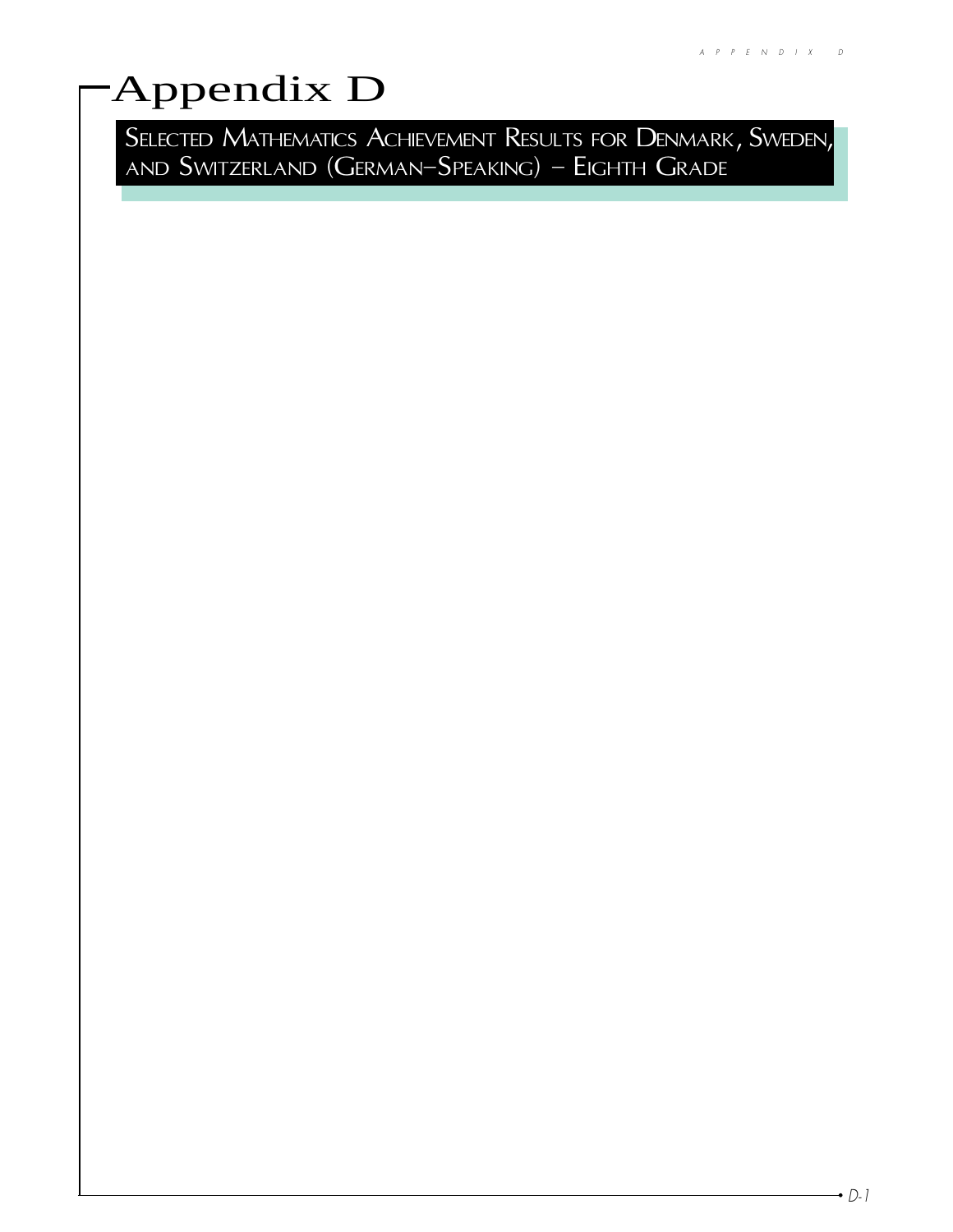# Appendix D

## Selected Mathematics Achievement Results for Denmark, Sweden, and Switzerland (German–Speaking) – Eighth Grade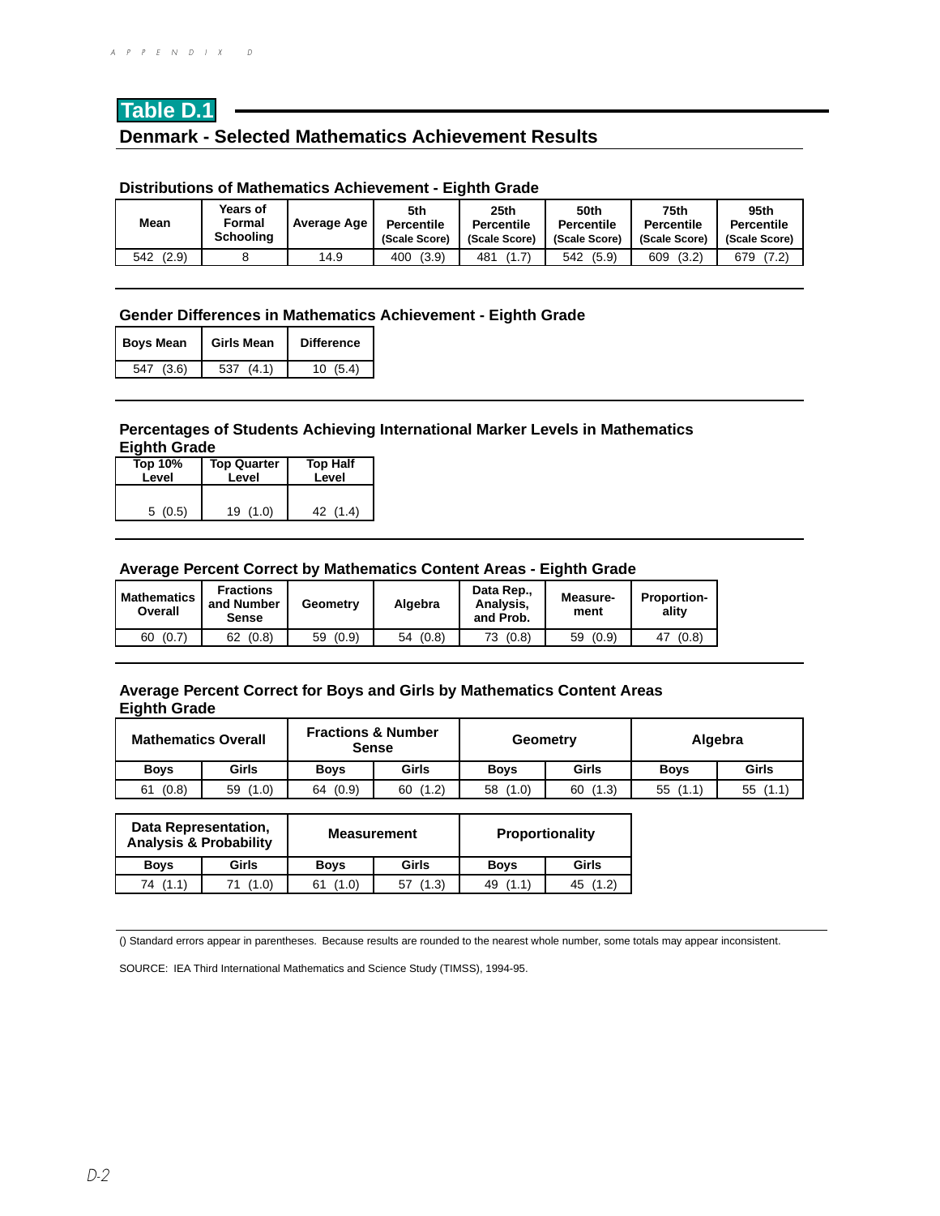# Table D.1

## Denmark - Selected Mathematics Achievement Results

### Distributions of Mathematics Achievement - Eighth Grade

| Mean | Years of Formal Schooling | Average Age | 5th Percentile (Scale Score) | 25th Percentile (Scale Score) | 50th Percentile (Scale Score) | 75th Percentile (Scale Score) | 95th Percentile (Scale Score) |
|---|---|---|---|---|---|---|---|
| 542 (2.9) | 8 | 14.9 | 400 (3.9) | 481 (1.7) | 542 (5.9) | 609 (3.2) | 679 (7.2) |

### Gender Differences in Mathematics Achievement - Eighth Grade

| Boys Mean | Girls Mean | Difference |
|---|---|---|
| 547 (3.6) | 537 (4.1) | 10 (5.4) |

### Percentages of Students Achieving International Marker Levels in Mathematics Eighth Grade

| Top 10% Level | Top Quarter Level | Top Half Level |
|---|---|---|
| 5 (0.5) | 19 (1.0) | 42 (1.4) |

### Average Percent Correct by Mathematics Content Areas - Eighth Grade

| Mathematics Overall | Fractions and Number Sense | Geometry | Algebra | Data Rep., Analysis, and Prob. | Measurement | Proportionality |
|---|---|---|---|---|---|---|
| 60 (0.7) | 62 (0.8) | 59 (0.9) | 54 (0.8) | 73 (0.8) | 59 (0.9) | 47 (0.8) |

### Average Percent Correct for Boys and Girls by Mathematics Content Areas Eighth Grade

| Mathematics Overall | | Fractions & Number Sense | | Geometry | | Algebra | |
|---|---|---|---|---|---|---|---|
| Boys | Girls | Boys | Girls | Boys | Girls | Boys | Girls |
| 61 (0.8) | 59 (1.0) | 64 (0.9) | 60 (1.2) | 58 (1.0) | 60 (1.3) | 55 (1.1) | 55 (1.1) |

| Data Representation, Analysis & Probability | | Measurement | | Proportionality | |
|---|---|---|---|---|---|
| Boys | Girls | Boys | Girls | Boys | Girls |
| 74 (1.1) | 71 (1.0) | 61 (1.0) | 57 (1.3) | 49 (1.1) | 45 (1.2) |

() Standard errors appear in parentheses. Because results are rounded to the nearest whole number, some totals may appear inconsistent.

SOURCE: IEA Third International Mathematics and Science Study (TIMSS), 1994-95.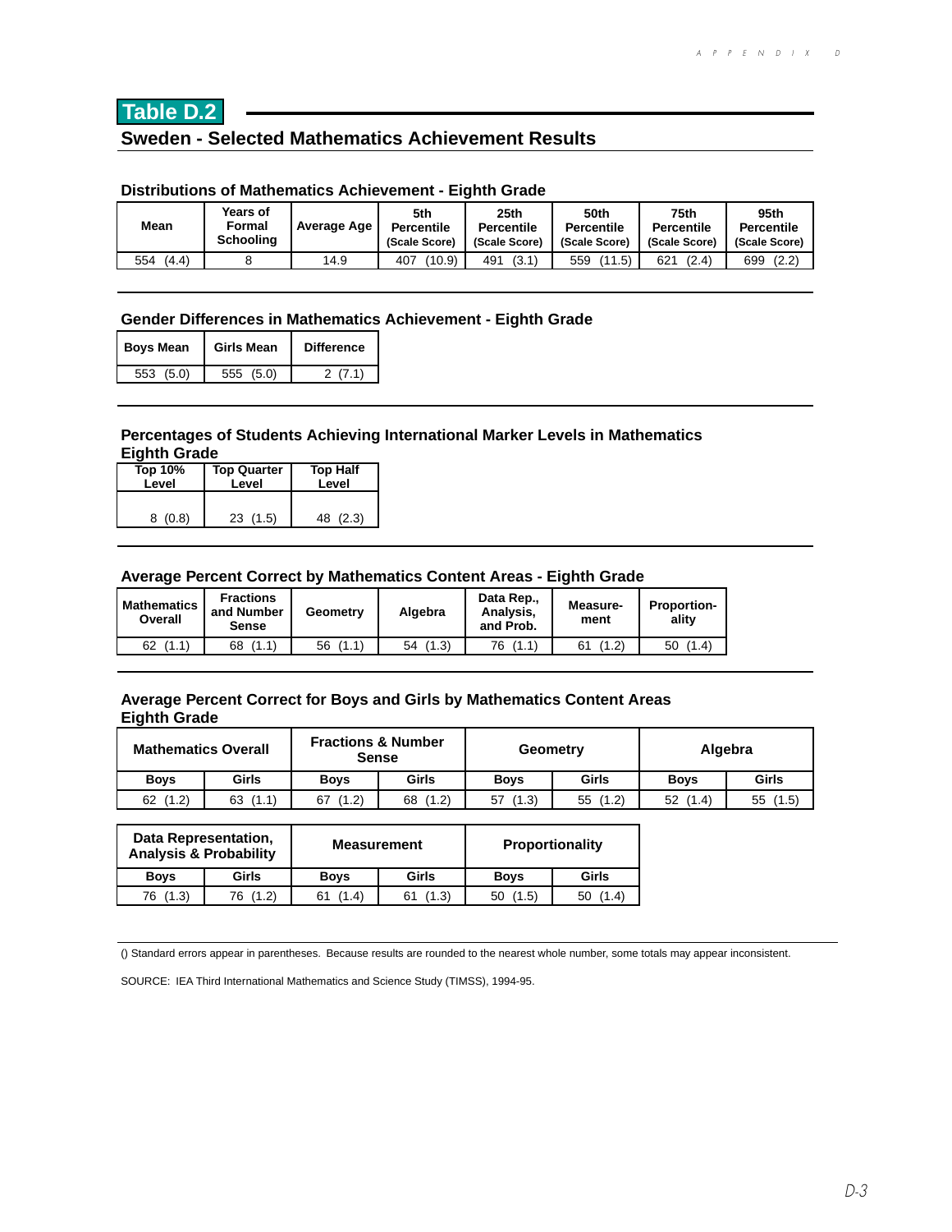## Table D.2

## Sweden - Selected Mathematics Achievement Results

### Distributions of Mathematics Achievement - Eighth Grade

| Mean | Years of Formal Schooling | Average Age | 5th Percentile (Scale Score) | 25th Percentile (Scale Score) | 50th Percentile (Scale Score) | 75th Percentile (Scale Score) | 95th Percentile (Scale Score) |
|---|---|---|---|---|---|---|---|
| 554 (4.4) | 8 | 14.9 | 407 (10.9) | 491 (3.1) | 559 (11.5) | 621 (2.4) | 699 (2.2) |

### Gender Differences in Mathematics Achievement - Eighth Grade

| Boys Mean | Girls Mean | Difference |
|---|---|---|
| 553 (5.0) | 555 (5.0) | 2 (7.1) |

### Percentages of Students Achieving International Marker Levels in Mathematics Eighth Grade

| Top 10% Level | Top Quarter Level | Top Half Level |
|---|---|---|
| 8 (0.8) | 23 (1.5) | 48 (2.3) |

### Average Percent Correct by Mathematics Content Areas - Eighth Grade

| Mathematics Overall | Fractions and Number Sense | Geometry | Algebra | Data Rep., Analysis, and Prob. | Measure-ment | Proportion-ality |
|---|---|---|---|---|---|---|
| 62 (1.1) | 68 (1.1) | 56 (1.1) | 54 (1.3) | 76 (1.1) | 61 (1.2) | 50 (1.4) |

### Average Percent Correct for Boys and Girls by Mathematics Content Areas Eighth Grade

| Mathematics Overall | | Fractions & Number Sense | | Geometry | | Algebra | |
|---|---|---|---|---|---|---|---|
| Boys | Girls | Boys | Girls | Boys | Girls | Boys | Girls |
| 62 (1.2) | 63 (1.1) | 67 (1.2) | 68 (1.2) | 57 (1.3) | 55 (1.2) | 52 (1.4) | 55 (1.5) |

| Data Representation, Analysis & Probability | | Measurement | | Proportionality | |
|---|---|---|---|---|---|
| Boys | Girls | Boys | Girls | Boys | Girls |
| 76 (1.3) | 76 (1.2) | 61 (1.4) | 61 (1.3) | 50 (1.5) | 50 (1.4) |

() Standard errors appear in parentheses. Because results are rounded to the nearest whole number, some totals may appear inconsistent.

SOURCE: IEA Third International Mathematics and Science Study (TIMSS), 1994-95.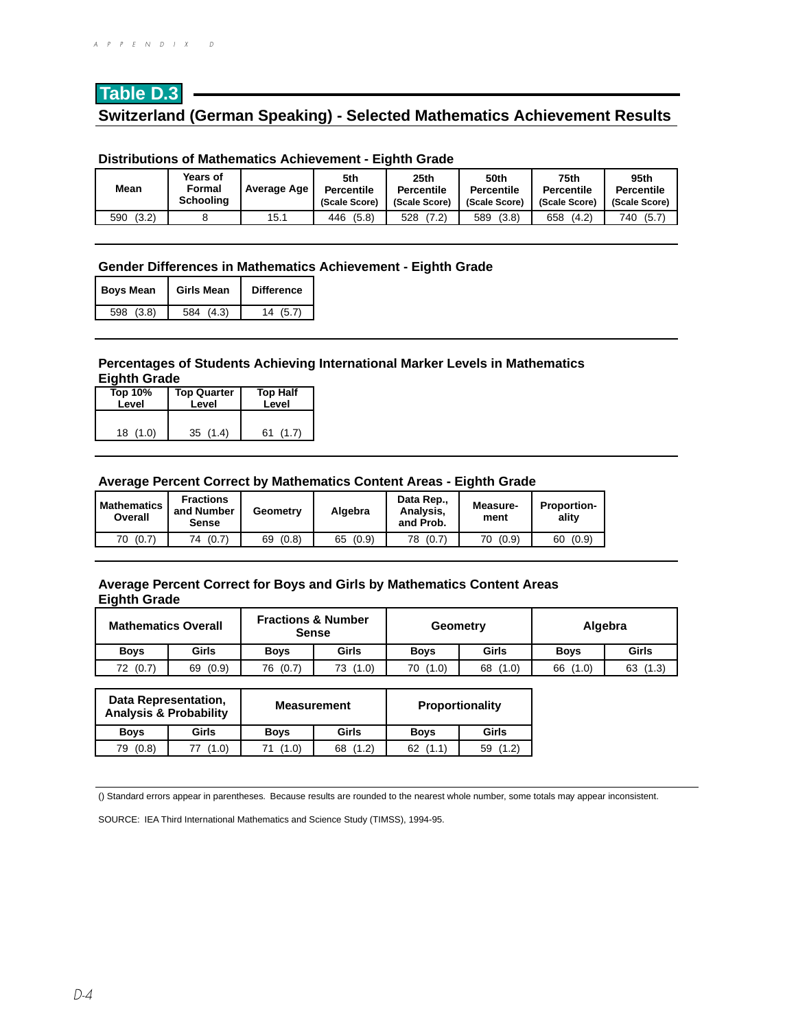## Table D.3

## Switzerland (German Speaking) - Selected Mathematics Achievement Results

### Distributions of Mathematics Achievement - Eighth Grade

| Mean | Years of Formal Schooling | Average Age | 5th Percentile (Scale Score) | 25th Percentile (Scale Score) | 50th Percentile (Scale Score) | 75th Percentile (Scale Score) | 95th Percentile (Scale Score) |
|---|---|---|---|---|---|---|---|
| 590 (3.2) | 8 | 15.1 | 446 (5.8) | 528 (7.2) | 589 (3.8) | 658 (4.2) | 740 (5.7) |

### Gender Differences in Mathematics Achievement - Eighth Grade

| Boys Mean | Girls Mean | Difference |
|---|---|---|
| 598 (3.8) | 584 (4.3) | 14 (5.7) |

### Percentages of Students Achieving International Marker Levels in Mathematics Eighth Grade

| Top 10% Level | Top Quarter Level | Top Half Level |
|---|---|---|
| 18 (1.0) | 35 (1.4) | 61 (1.7) |

### Average Percent Correct by Mathematics Content Areas - Eighth Grade

| Mathematics Overall | Fractions and Number Sense | Geometry | Algebra | Data Rep., Analysis, and Prob. | Measure-ment | Proportion-ality |
|---|---|---|---|---|---|---|
| 70 (0.7) | 74 (0.7) | 69 (0.8) | 65 (0.9) | 78 (0.7) | 70 (0.9) | 60 (0.9) |

### Average Percent Correct for Boys and Girls by Mathematics Content Areas Eighth Grade

| Mathematics Overall | | Fractions & Number Sense | | Geometry | | Algebra | |
|---|---|---|---|---|---|---|---|
| Boys | Girls | Boys | Girls | Boys | Girls | Boys | Girls |
| 72 (0.7) | 69 (0.9) | 76 (0.7) | 73 (1.0) | 70 (1.0) | 68 (1.0) | 66 (1.0) | 63 (1.3) |

| Data Representation, Analysis & Probability | | Measurement | | Proportionality | |
|---|---|---|---|---|---|
| Boys | Girls | Boys | Girls | Boys | Girls |
| 79 (0.8) | 77 (1.0) | 71 (1.0) | 68 (1.2) | 62 (1.1) | 59 (1.2) |

() Standard errors appear in parentheses. Because results are rounded to the nearest whole number, some totals may appear inconsistent.

SOURCE: IEA Third International Mathematics and Science Study (TIMSS), 1994-95.